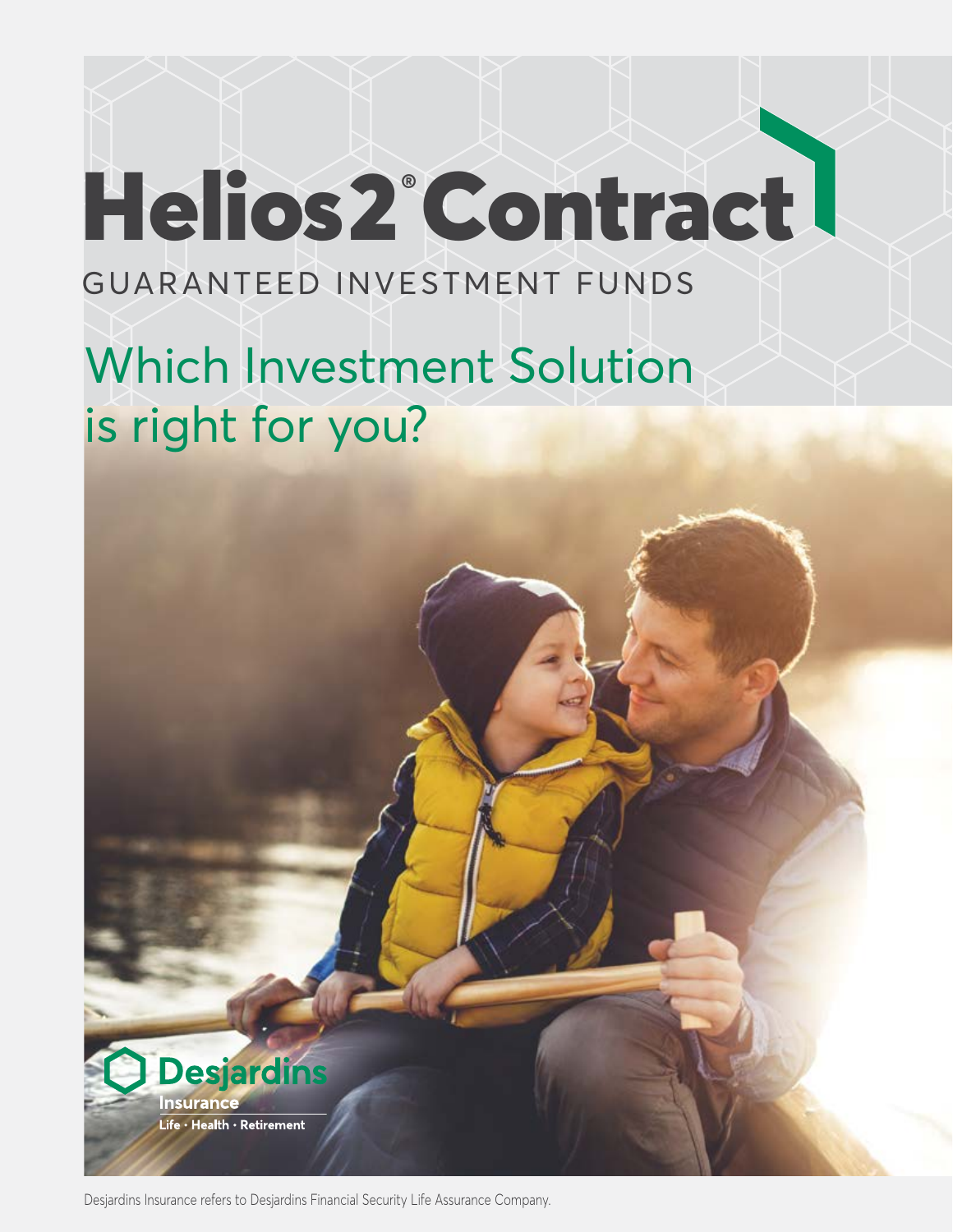# Helios2® Contract

GUARANTEED INVESTMENT FUNDS

## Which Investment Solution is right for you?

Desjardins Insurance

Life · Health · Retirement

Desjardins Insurance refers to Desjardins Financial Security Life Assurance Company.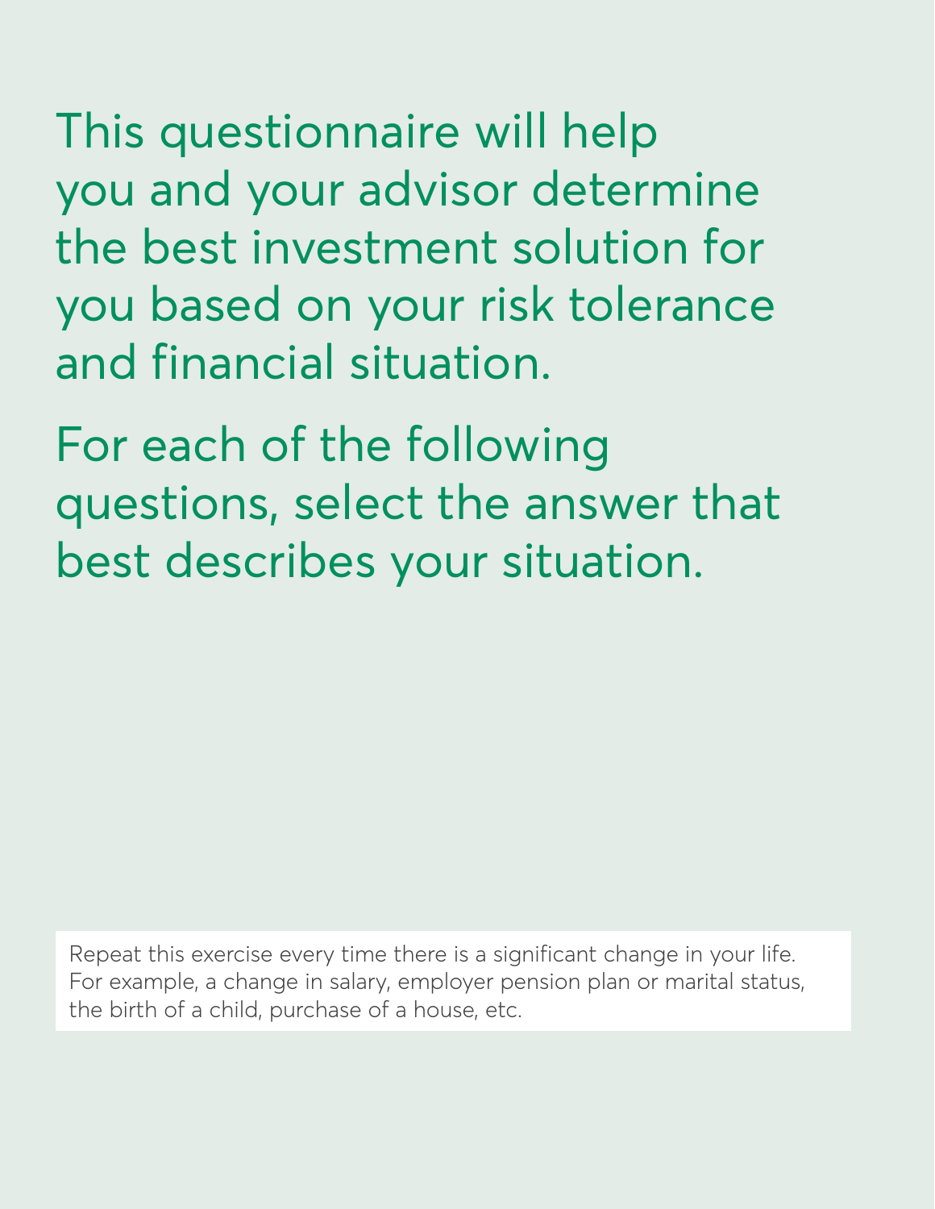This questionnaire will help you and your advisor determine the best investment solution for you based on your risk tolerance and financial situation.

For each of the following questions, select the answer that best describes your situation.

Repeat this exercise every time there is a significant change in your life. For example, a change in salary, employer pension plan or marital status, the birth of a child, purchase of a house, etc.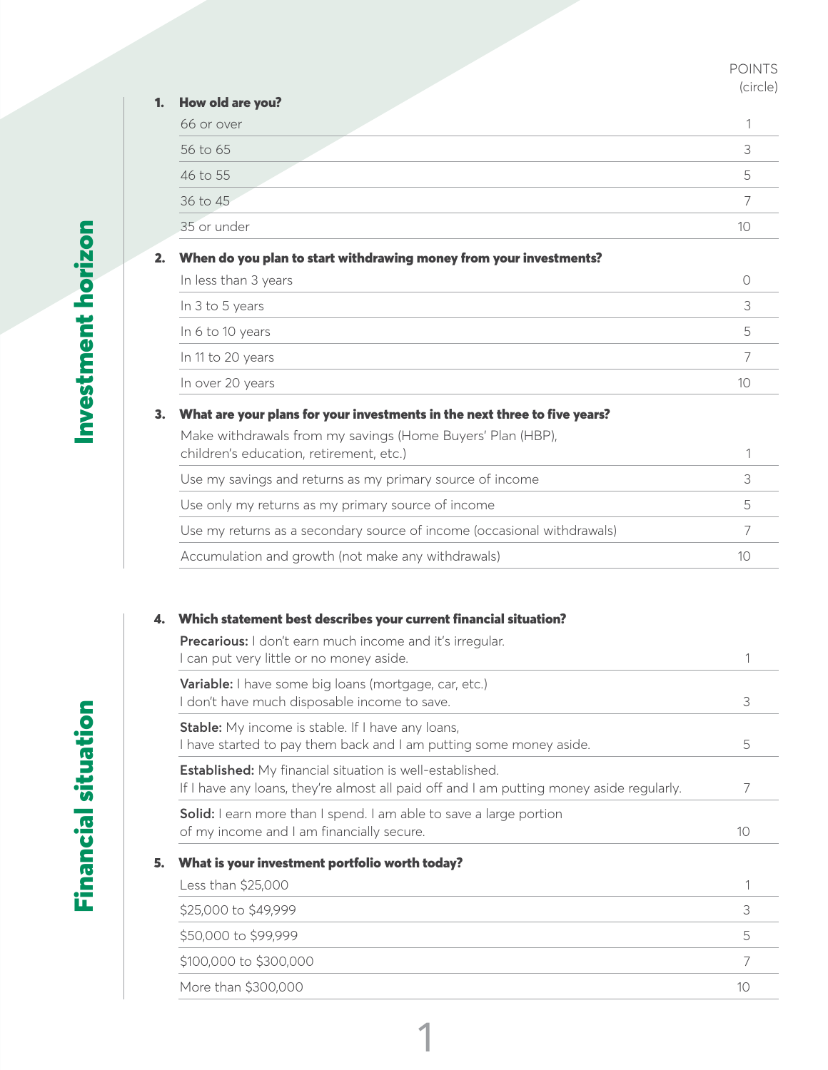## Investment horizon

POINTS (circle)

**1. How old are you?**

| Answer | Points |
|---|---|
| 66 or over | 1 |
| 56 to 65 | 3 |
| 46 to 55 | 5 |
| 36 to 45 | 7 |
| 35 or under | 10 |

**2. When do you plan to start withdrawing money from your investments?**

| Answer | Points |
|---|---|
| In less than 3 years | 0 |
| In 3 to 5 years | 3 |
| In 6 to 10 years | 5 |
| In 11 to 20 years | 7 |
| In over 20 years | 10 |

**3. What are your plans for your investments in the next three to five years?**

| Answer | Points |
|---|---|
| Make withdrawals from my savings (Home Buyers' Plan (HBP), children's education, retirement, etc.) | 1 |
| Use my savings and returns as my primary source of income | 3 |
| Use only my returns as my primary source of income | 5 |
| Use my returns as a secondary source of income (occasional withdrawals) | 7 |
| Accumulation and growth (not make any withdrawals) | 10 |

## Financial situation

**4. Which statement best describes your current financial situation?**

| Answer | Points |
|---|---|
| **Precarious:** I don't earn much income and it's irregular. I can put very little or no money aside. | 1 |
| **Variable:** I have some big loans (mortgage, car, etc.) I don't have much disposable income to save. | 3 |
| **Stable:** My income is stable. If I have any loans, I have started to pay them back and I am putting some money aside. | 5 |
| **Established:** My financial situation is well-established. If I have any loans, they're almost all paid off and I am putting money aside regularly. | 7 |
| **Solid:** I earn more than I spend. I am able to save a large portion of my income and I am financially secure. | 10 |

**5. What is your investment portfolio worth today?**

| Answer | Points |
|---|---|
| Less than $25,000 | 1 |
| $25,000 to $49,999 | 3 |
| $50,000 to $99,999 | 5 |
| $100,000 to $300,000 | 7 |
| More than $300,000 | 10 |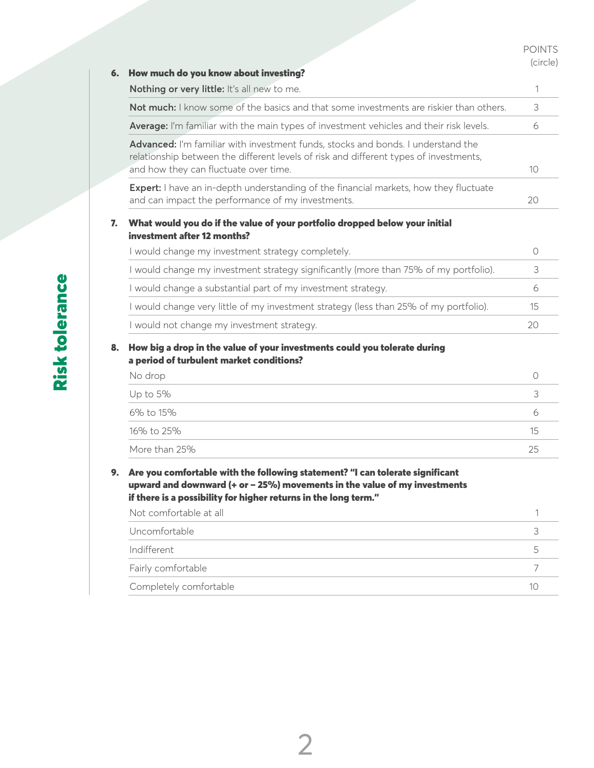## Risk tolerance

**6. How much do you know about investing?**

| | POINTS (circle) |
|---|---|
| **Nothing or very little:** It's all new to me. | 1 |
| **Not much:** I know some of the basics and that some investments are riskier than others. | 3 |
| **Average:** I'm familiar with the main types of investment vehicles and their risk levels. | 6 |
| **Advanced:** I'm familiar with investment funds, stocks and bonds. I understand the relationship between the different levels of risk and different types of investments, and how they can fluctuate over time. | 10 |
| **Expert:** I have an in-depth understanding of the financial markets, how they fluctuate and can impact the performance of my investments. | 20 |

**7. What would you do if the value of your portfolio dropped below your initial investment after 12 months?**

| | |
|---|---|
| I would change my investment strategy completely. | 0 |
| I would change my investment strategy significantly (more than 75% of my portfolio). | 3 |
| I would change a substantial part of my investment strategy. | 6 |
| I would change very little of my investment strategy (less than 25% of my portfolio). | 15 |
| I would not change my investment strategy. | 20 |

**8. How big a drop in the value of your investments could you tolerate during a period of turbulent market conditions?**

| | |
|---|---|
| No drop | 0 |
| Up to 5% | 3 |
| 6% to 15% | 6 |
| 16% to 25% | 15 |
| More than 25% | 25 |

**9. Are you comfortable with the following statement? "I can tolerate significant upward and downward (+ or – 25%) movements in the value of my investments if there is a possibility for higher returns in the long term."**

| | |
|---|---|
| Not comfortable at all | 1 |
| Uncomfortable | 3 |
| Indifferent | 5 |
| Fairly comfortable | 7 |
| Completely comfortable | 10 |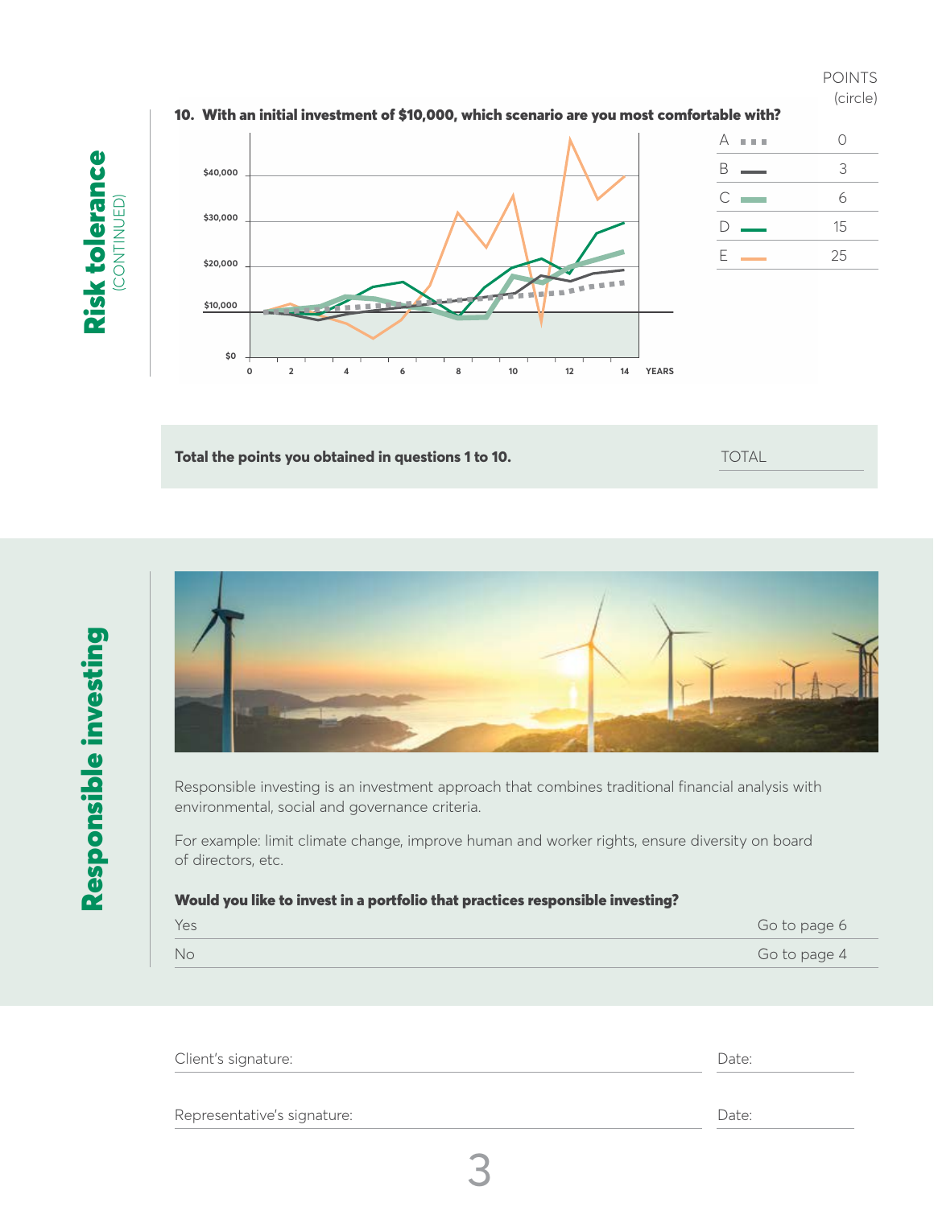# Risk tolerance (CONTINUED)

POINTS (circle)

**10. With an initial investment of $10,000, which scenario are you most comfortable with?**

| | Points |
|---|---|
| A | 0 |
| B | 3 |
| C | 6 |
| D | 15 |
| E | 25 |

| **Total the points you obtained in questions 1 to 10.** | TOTAL |
|---|---|

# Responsible investing

Responsible investing is an investment approach that combines traditional financial analysis with environmental, social and governance criteria.

For example: limit climate change, improve human and worker rights, ensure diversity on board of directors, etc.

**Would you like to invest in a portfolio that practices responsible investing?**

| | |
|---|---|
| Yes | Go to page 6 |
| No | Go to page 4 |

Client's signature: Date:

Representative's signature: Date: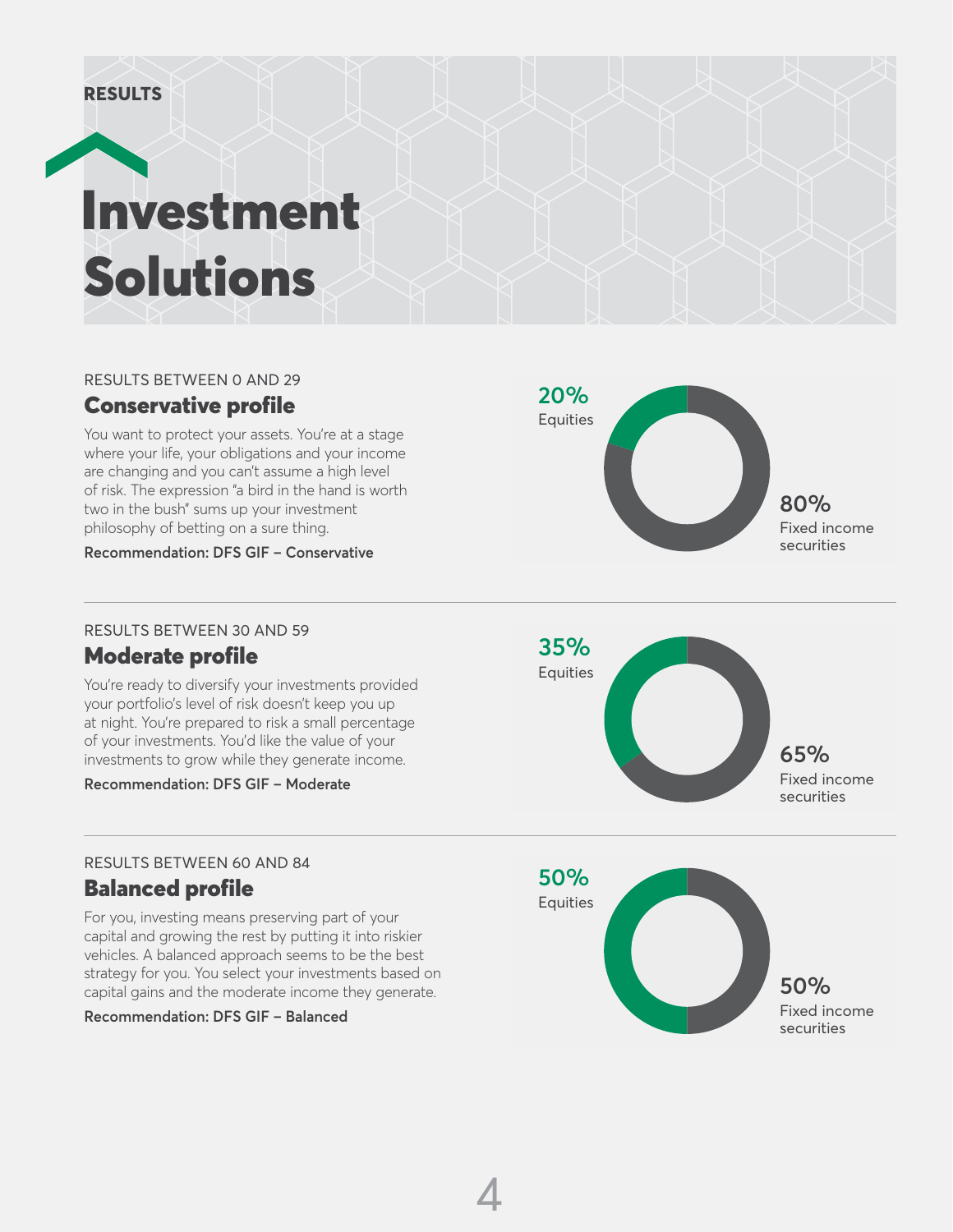RESULTS

# Investment Solutions

RESULTS BETWEEN 0 AND 29

## Conservative profile

You want to protect your assets. You're at a stage where your life, your obligations and your income are changing and you can't assume a high level of risk. The expression "a bird in the hand is worth two in the bush" sums up your investment philosophy of betting on a sure thing.

**Recommendation: DFS GIF – Conservative**

20% Equities

80% Fixed income securities

---

RESULTS BETWEEN 30 AND 59

## Moderate profile

You're ready to diversify your investments provided your portfolio's level of risk doesn't keep you up at night. You're prepared to risk a small percentage of your investments. You'd like the value of your investments to grow while they generate income.

**Recommendation: DFS GIF – Moderate**

35% Equities

65% Fixed income securities

---

RESULTS BETWEEN 60 AND 84

## Balanced profile

For you, investing means preserving part of your capital and growing the rest by putting it into riskier vehicles. A balanced approach seems to be the best strategy for you. You select your investments based on capital gains and the moderate income they generate.

**Recommendation: DFS GIF – Balanced**

50% Equities

50% Fixed income securities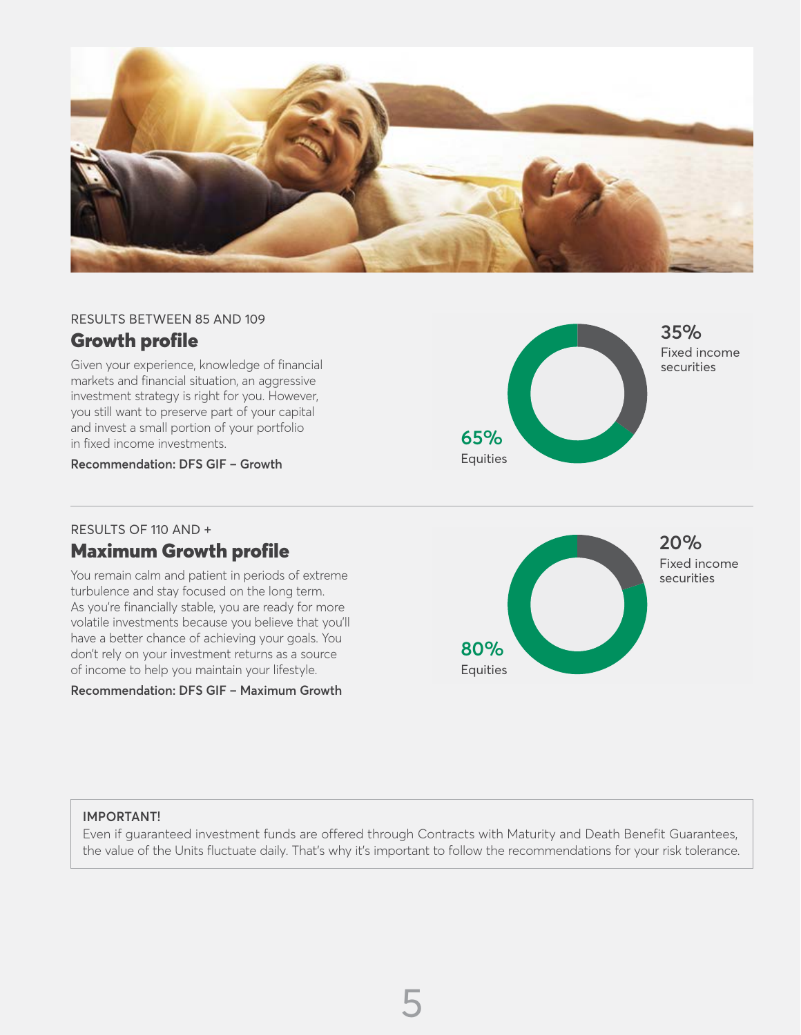RESULTS BETWEEN 85 AND 109

## Growth profile

Given your experience, knowledge of financial markets and financial situation, an aggressive investment strategy is right for you. However, you still want to preserve part of your capital and invest a small portion of your portfolio in fixed income investments.

**Recommendation: DFS GIF – Growth**

**35%** Fixed income securities

**65%** Equities

RESULTS OF 110 AND +

## Maximum Growth profile

You remain calm and patient in periods of extreme turbulence and stay focused on the long term. As you're financially stable, you are ready for more volatile investments because you believe that you'll have a better chance of achieving your goals. You don't rely on your investment returns as a source of income to help you maintain your lifestyle.

**Recommendation: DFS GIF – Maximum Growth**

**20%** Fixed income securities

**80%** Equities

**IMPORTANT!**
Even if guaranteed investment funds are offered through Contracts with Maturity and Death Benefit Guarantees, the value of the Units fluctuate daily. That's why it's important to follow the recommendations for your risk tolerance.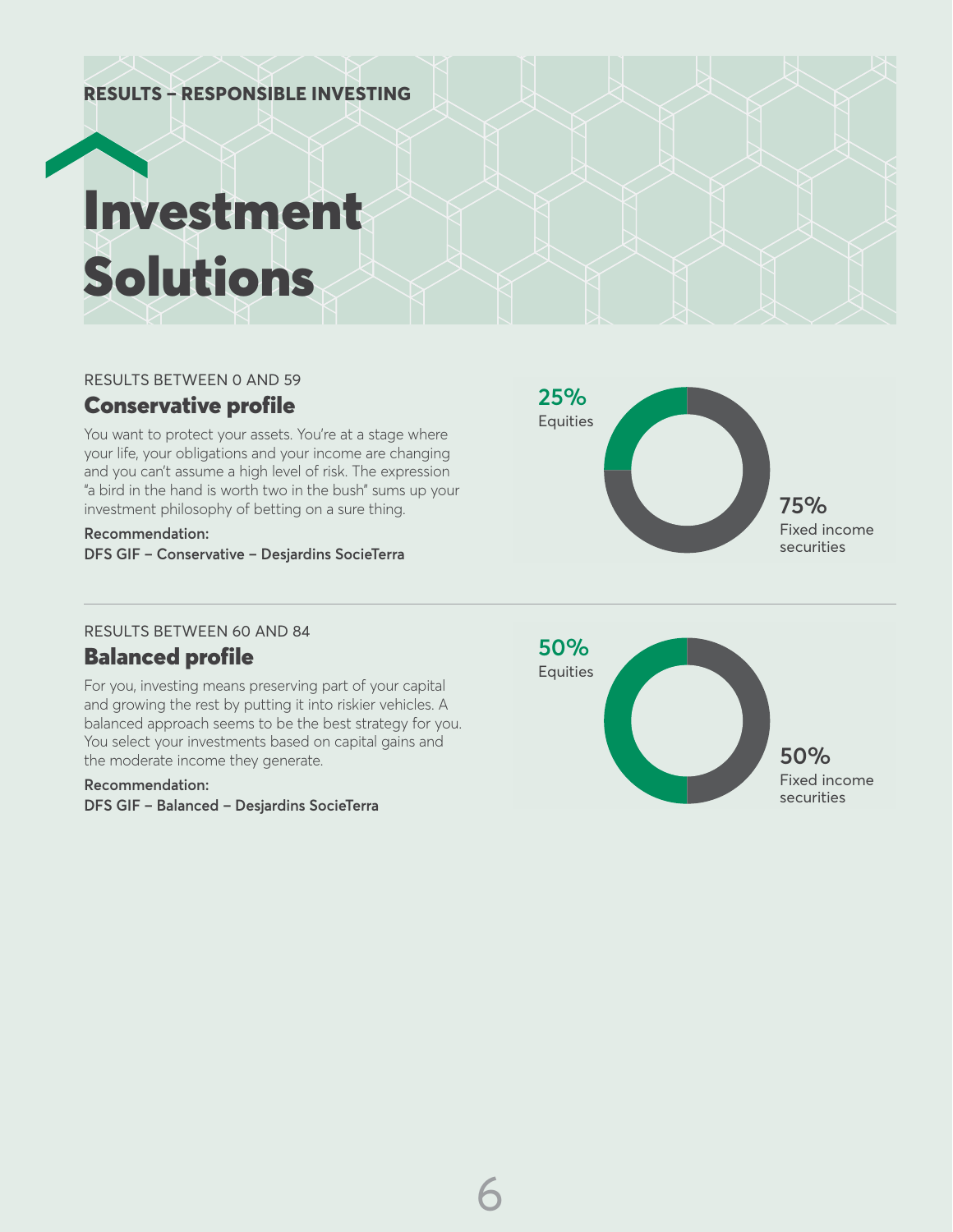RESULTS – RESPONSIBLE INVESTING

# Investment Solutions

RESULTS BETWEEN 0 AND 59

## Conservative profile

You want to protect your assets. You're at a stage where your life, your obligations and your income are changing and you can't assume a high level of risk. The expression "a bird in the hand is worth two in the bush" sums up your investment philosophy of betting on a sure thing.

**Recommendation:**
**DFS GIF – Conservative – Desjardins SocieTerra**

25% Equities

75% Fixed income securities

RESULTS BETWEEN 60 AND 84

## Balanced profile

For you, investing means preserving part of your capital and growing the rest by putting it into riskier vehicles. A balanced approach seems to be the best strategy for you. You select your investments based on capital gains and the moderate income they generate.

**Recommendation:**
**DFS GIF – Balanced – Desjardins SocieTerra**

50% Equities

50% Fixed income securities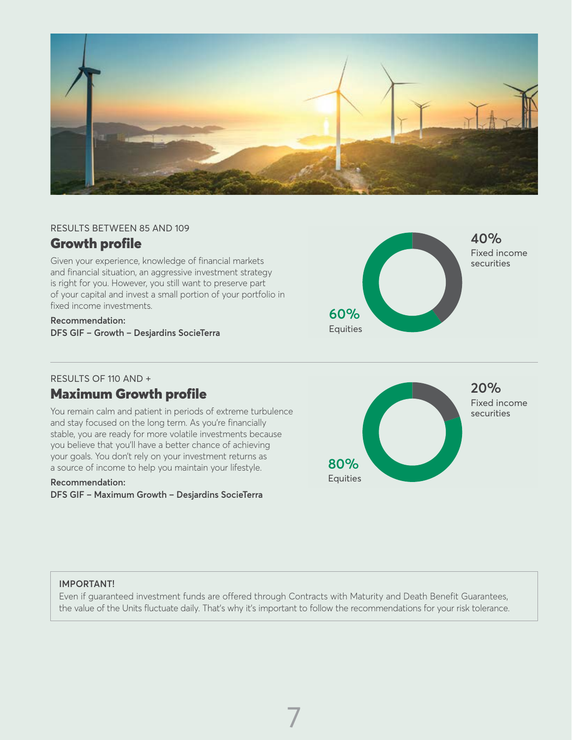RESULTS BETWEEN 85 AND 109

## Growth profile

Given your experience, knowledge of financial markets and financial situation, an aggressive investment strategy is right for you. However, you still want to preserve part of your capital and invest a small portion of your portfolio in fixed income investments.

**Recommendation:**
**DFS GIF – Growth – Desjardins SocieTerra**

**40%** Fixed income securities

**60%** Equities

RESULTS OF 110 AND +

## Maximum Growth profile

You remain calm and patient in periods of extreme turbulence and stay focused on the long term. As you're financially stable, you are ready for more volatile investments because you believe that you'll have a better chance of achieving your goals. You don't rely on your investment returns as a source of income to help you maintain your lifestyle.

**Recommendation:**
**DFS GIF – Maximum Growth – Desjardins SocieTerra**

**20%** Fixed income securities

**80%** Equities

**IMPORTANT!**
Even if guaranteed investment funds are offered through Contracts with Maturity and Death Benefit Guarantees, the value of the Units fluctuate daily. That's why it's important to follow the recommendations for your risk tolerance.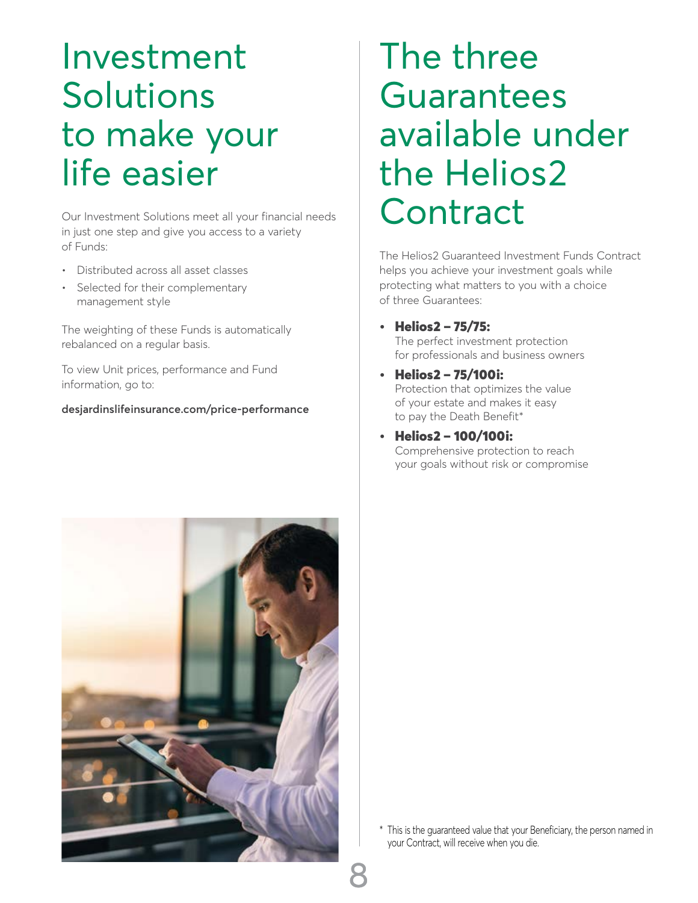# Investment Solutions to make your life easier

Our Investment Solutions meet all your financial needs in just one step and give you access to a variety of Funds:

- Distributed across all asset classes
- Selected for their complementary management style

The weighting of these Funds is automatically rebalanced on a regular basis.

To view Unit prices, performance and Fund information, go to:

**desjardinslifeinsurance.com/price-performance**

# The three Guarantees available under the Helios2 Contract

The Helios2 Guaranteed Investment Funds Contract helps you achieve your investment goals while protecting what matters to you with a choice of three Guarantees:

- **Helios2 – 75/75:**
  The perfect investment protection for professionals and business owners
- **Helios2 – 75/100i:**
  Protection that optimizes the value of your estate and makes it easy to pay the Death Benefit*
- **Helios2 – 100/100i:**
  Comprehensive protection to reach your goals without risk or compromise

* This is the guaranteed value that your Beneficiary, the person named in your Contract, will receive when you die.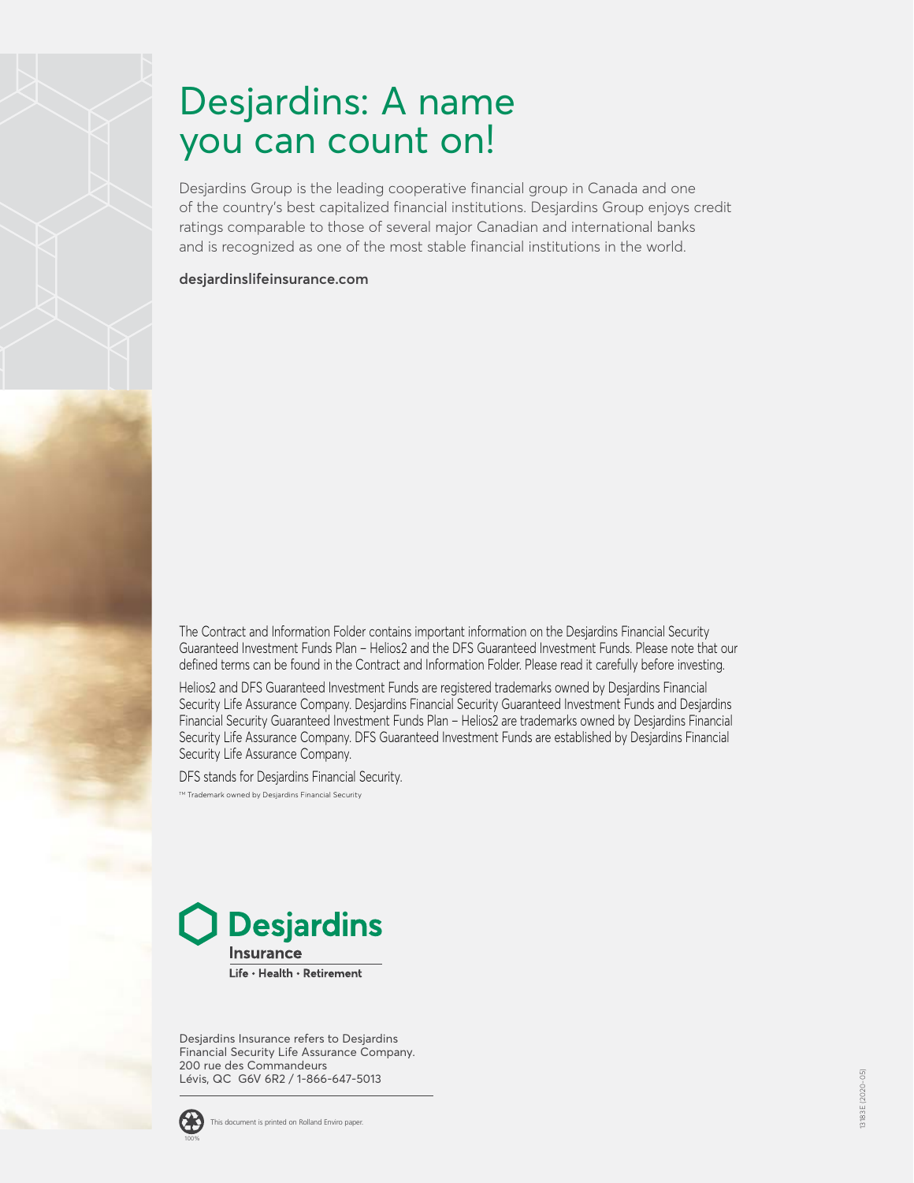# Desjardins: A name you can count on!

Desjardins Group is the leading cooperative financial group in Canada and one of the country's best capitalized financial institutions. Desjardins Group enjoys credit ratings comparable to those of several major Canadian and international banks and is recognized as one of the most stable financial institutions in the world.

**desjardinslifeinsurance.com**

The Contract and Information Folder contains important information on the Desjardins Financial Security Guaranteed Investment Funds Plan – Helios2 and the DFS Guaranteed Investment Funds. Please note that our defined terms can be found in the Contract and Information Folder. Please read it carefully before investing.

Helios2 and DFS Guaranteed Investment Funds are registered trademarks owned by Desjardins Financial Security Life Assurance Company. Desjardins Financial Security Guaranteed Investment Funds and Desjardins Financial Security Guaranteed Investment Funds Plan – Helios2 are trademarks owned by Desjardins Financial Security Life Assurance Company. DFS Guaranteed Investment Funds are established by Desjardins Financial Security Life Assurance Company.

DFS stands for Desjardins Financial Security.

™ Trademark owned by Desjardins Financial Security

**Desjardins**
**Insurance**
**Life · Health · Retirement**

Desjardins Insurance refers to Desjardins Financial Security Life Assurance Company.
200 rue des Commandeurs
Lévis, QC G6V 6R2 / 1-866-647-5013

This document is printed on Rolland Enviro paper.

100%

13183E (2020-05)